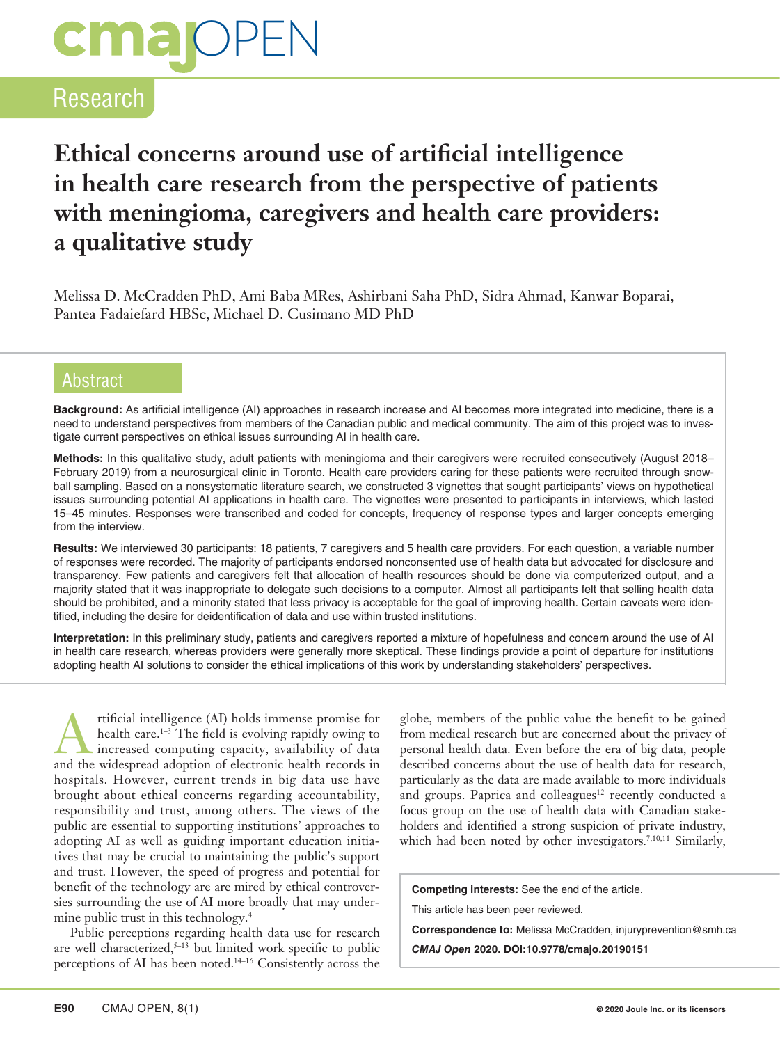# Ethical concerns around use of artificial intelligence in health care research from the perspective of patients with meningioma, caregivers and health care providers: a qualitative study

Melissa D. McCradden PhD, Ami Baba MRes, Ashirbani Saha PhD, Sidra Ahmad, Kanwar Boparai, Pantea Fadaiefard HBSc, Michael D. Cusimano MD PhD

## Abstract

**Background:** As artificial intelligence (AI) approaches in research increase and AI becomes more integrated into medicine, there is a need to understand perspectives from members of the Canadian public and medical community. The aim of this project was to investigate current perspectives on ethical issues surrounding AI in health care.

**Methods:** In this qualitative study, adult patients with meningioma and their caregivers were recruited consecutively (August 2018–February 2019) from a neurosurgical clinic in Toronto. Health care providers caring for these patients were recruited through snowball sampling. Based on a nonsystematic literature search, we constructed 3 vignettes that sought participants' views on hypothetical issues surrounding potential AI applications in health care. The vignettes were presented to participants in interviews, which lasted 15–45 minutes. Responses were transcribed and coded for concepts, frequency of response types and larger concepts emerging from the interview.

**Results:** We interviewed 30 participants: 18 patients, 7 caregivers and 5 health care providers. For each question, a variable number of responses were recorded. The majority of participants endorsed nonconsented use of health data but advocated for disclosure and transparency. Few patients and caregivers felt that allocation of health resources should be done via computerized output, and a majority stated that it was inappropriate to delegate such decisions to a computer. Almost all participants felt that selling health data should be prohibited, and a minority stated that less privacy is acceptable for the goal of improving health. Certain caveats were identified, including the desire for deidentification of data and use within trusted institutions.

**Interpretation:** In this preliminary study, patients and caregivers reported a mixture of hopefulness and concern around the use of AI in health care research, whereas providers were generally more skeptical. These findings provide a point of departure for institutions adopting health AI solutions to consider the ethical implications of this work by understanding stakeholders' perspectives.

Artificial intelligence (AI) holds immense promise for health care.[1–3] The field is evolving rapidly owing to increased computing capacity, availability of data and the widespread adoption of electronic health records in hospitals. However, current trends in big data use have brought about ethical concerns regarding accountability, responsibility and trust, among others. The views of the public are essential to supporting institutions' approaches to adopting AI as well as guiding important education initiatives that may be crucial to maintaining the public's support and trust. However, the speed of progress and potential for benefit of the technology are are mired by ethical controversies surrounding the use of AI more broadly that may undermine public trust in this technology.[4]

Public perceptions regarding health data use for research are well characterized,[5–13] but limited work specific to public perceptions of AI has been noted.[14–16] Consistently across the globe, members of the public value the benefit to be gained from medical research but are concerned about the privacy of personal health data. Even before the era of big data, people described concerns about the use of health data for research, particularly as the data are made available to more individuals and groups. Paprica and colleagues[12] recently conducted a focus group on the use of health data with Canadian stakeholders and identified a strong suspicion of private industry, which had been noted by other investigators.[7,10,11] Similarly,

**Competing interests:** See the end of the article.

This article has been peer reviewed.

**Correspondence to:** Melissa McCradden, injuryprevention@smh.ca

***CMAJ Open*** **2020. DOI:10.9778/cmajo.20190151**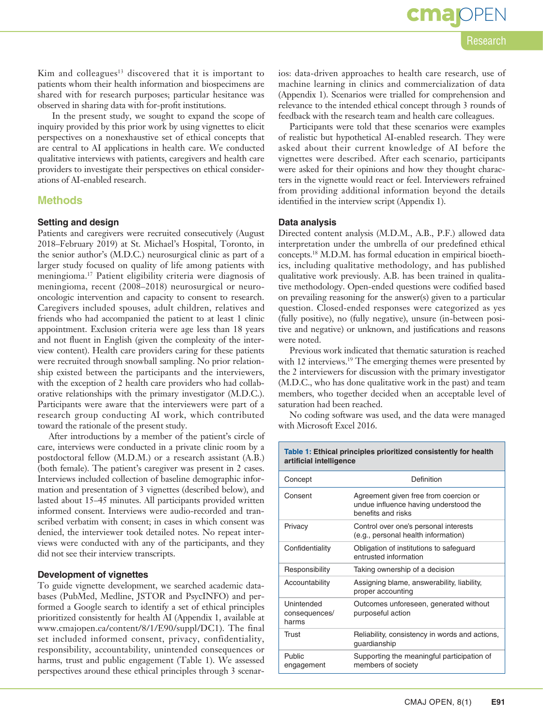Kim and colleagues[13] discovered that it is important to patients whom their health information and biospecimens are shared with for research purposes; particular hesitance was observed in sharing data with for-profit institutions.

In the present study, we sought to expand the scope of inquiry provided by this prior work by using vignettes to elicit perspectives on a nonexhaustive set of ethical concepts that are central to AI applications in health care. We conducted qualitative interviews with patients, caregivers and health care providers to investigate their perspectives on ethical considerations of AI-enabled research.

## Methods

### Setting and design

Patients and caregivers were recruited consecutively (August 2018–February 2019) at St. Michael's Hospital, Toronto, in the senior author's (M.D.C.) neurosurgical clinic as part of a larger study focused on quality of life among patients with meningioma.[17] Patient eligibility criteria were diagnosis of meningioma, recent (2008–2018) neurosurgical or neuro-oncologic intervention and capacity to consent to research. Caregivers included spouses, adult children, relatives and friends who had accompanied the patient to at least 1 clinic appointment. Exclusion criteria were age less than 18 years and not fluent in English (given the complexity of the interview content). Health care providers caring for these patients were recruited through snowball sampling. No prior relationship existed between the participants and the interviewers, with the exception of 2 health care providers who had collaborative relationships with the primary investigator (M.D.C.). Participants were aware that the interviewers were part of a research group conducting AI work, which contributed toward the rationale of the present study.

After introductions by a member of the patient's circle of care, interviews were conducted in a private clinic room by a postdoctoral fellow (M.D.M.) or a research assistant (A.B.) (both female). The patient's caregiver was present in 2 cases. Interviews included collection of baseline demographic information and presentation of 3 vignettes (described below), and lasted about 15–45 minutes. All participants provided written informed consent. Interviews were audio-recorded and transcribed verbatim with consent; in cases in which consent was denied, the interviewer took detailed notes. No repeat interviews were conducted with any of the participants, and they did not see their interview transcripts.

### Development of vignettes

To guide vignette development, we searched academic databases (PubMed, Medline, JSTOR and PsycINFO) and performed a Google search to identify a set of ethical principles prioritized consistently for health AI (Appendix 1, available at www.cmajopen.ca/content/8/1/E90/suppl/DC1). The final set included informed consent, privacy, confidentiality, responsibility, accountability, unintended consequences or harms, trust and public engagement (Table 1). We assessed perspectives around these ethical principles through 3 scenarios: data-driven approaches to health care research, use of machine learning in clinics and commercialization of data (Appendix 1). Scenarios were trialled for comprehension and relevance to the intended ethical concept through 3 rounds of feedback with the research team and health care colleagues.

Participants were told that these scenarios were examples of realistic but hypothetical AI-enabled research. They were asked about their current knowledge of AI before the vignettes were described. After each scenario, participants were asked for their opinions and how they thought characters in the vignette would react or feel. Interviewers refrained from providing additional information beyond the details identified in the interview script (Appendix 1).

### Data analysis

Directed content analysis (M.D.M., A.B., P.F.) allowed data interpretation under the umbrella of our predefined ethical concepts.[18] M.D.M. has formal education in empirical bioethics, including qualitative methodology, and has published qualitative work previously. A.B. has been trained in qualitative methodology. Open-ended questions were codified based on prevailing reasoning for the answer(s) given to a particular question. Closed-ended responses were categorized as yes (fully positive), no (fully negative), unsure (in-between positive and negative) or unknown, and justifications and reasons were noted.

Previous work indicated that thematic saturation is reached with 12 interviews.[19] The emerging themes were presented by the 2 interviewers for discussion with the primary investigator (M.D.C., who has done qualitative work in the past) and team members, who together decided when an acceptable level of saturation had been reached.

No coding software was used, and the data were managed with Microsoft Excel 2016.

**Table 1: Ethical principles prioritized consistently for health artificial intelligence**

| Concept | Definition |
|---|---|
| Consent | Agreement given free from coercion or undue influence having understood the benefits and risks |
| Privacy | Control over one's personal interests (e.g., personal health information) |
| Confidentiality | Obligation of institutions to safeguard entrusted information |
| Responsibility | Taking ownership of a decision |
| Accountability | Assigning blame, answerability, liability, proper accounting |
| Unintended consequences/ harms | Outcomes unforeseen, generated without purposeful action |
| Trust | Reliability, consistency in words and actions, guardianship |
| Public engagement | Supporting the meaningful participation of members of society |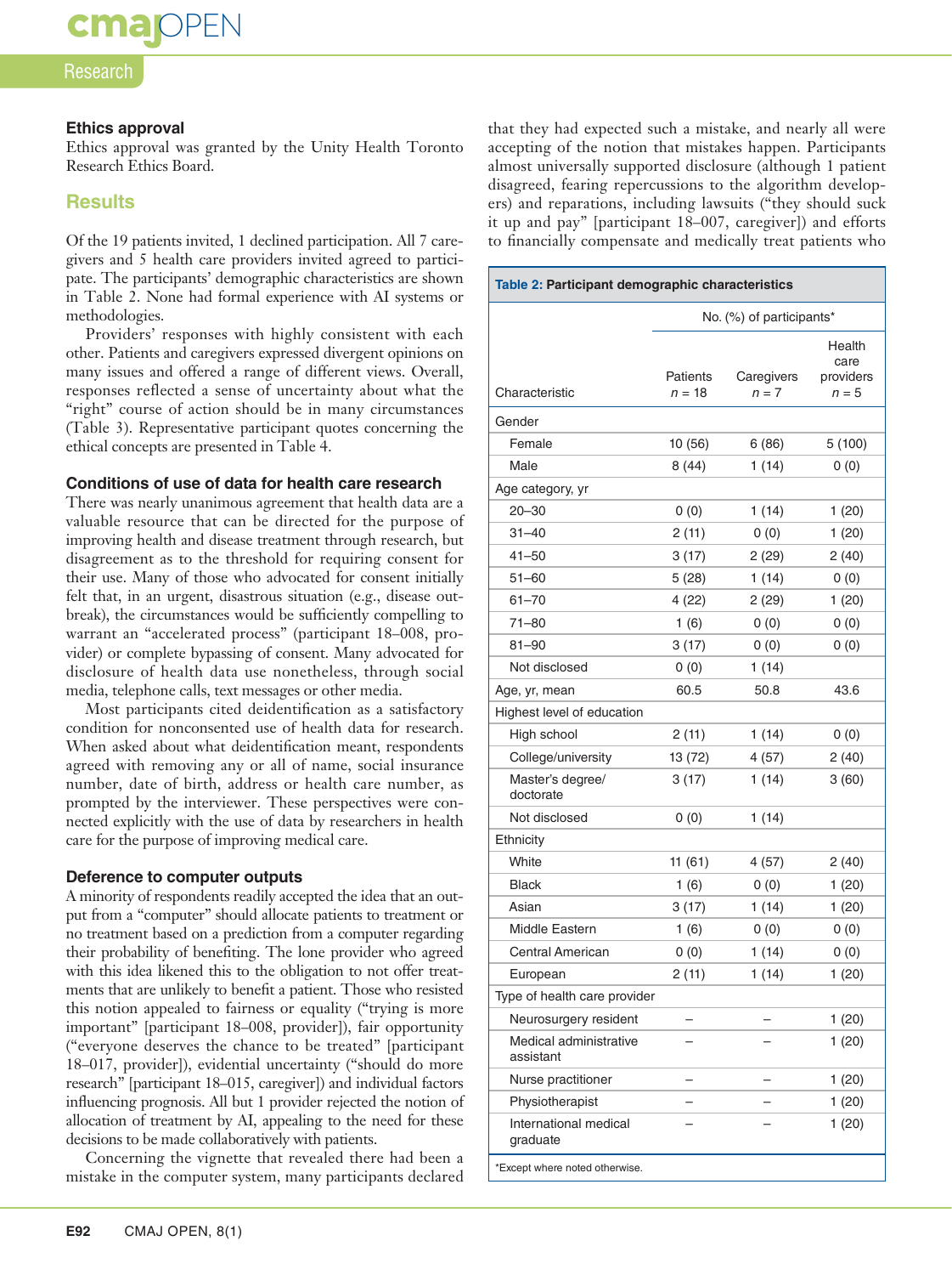### Ethics approval

Ethics approval was granted by the Unity Health Toronto Research Ethics Board.

## Results

Of the 19 patients invited, 1 declined participation. All 7 caregivers and 5 health care providers invited agreed to participate. The participants' demographic characteristics are shown in Table 2. None had formal experience with AI systems or methodologies.

Providers' responses with highly consistent with each other. Patients and caregivers expressed divergent opinions on many issues and offered a range of different views. Overall, responses reflected a sense of uncertainty about what the "right" course of action should be in many circumstances (Table 3). Representative participant quotes concerning the ethical concepts are presented in Table 4.

### Conditions of use of data for health care research

There was nearly unanimous agreement that health data are a valuable resource that can be directed for the purpose of improving health and disease treatment through research, but disagreement as to the threshold for requiring consent for their use. Many of those who advocated for consent initially felt that, in an urgent, disastrous situation (e.g., disease outbreak), the circumstances would be sufficiently compelling to warrant an "accelerated process" (participant 18–008, provider) or complete bypassing of consent. Many advocated for disclosure of health data use nonetheless, through social media, telephone calls, text messages or other media.

Most participants cited deidentification as a satisfactory condition for nonconsented use of health data for research. When asked about what deidentification meant, respondents agreed with removing any or all of name, social insurance number, date of birth, address or health care number, as prompted by the interviewer. These perspectives were connected explicitly with the use of data by researchers in health care for the purpose of improving medical care.

### Deference to computer outputs

A minority of respondents readily accepted the idea that an output from a "computer" should allocate patients to treatment or no treatment based on a prediction from a computer regarding their probability of benefiting. The lone provider who agreed with this idea likened this to the obligation to not offer treatments that are unlikely to benefit a patient. Those who resisted this notion appealed to fairness or equality ("trying is more important" [participant 18–008, provider]), fair opportunity ("everyone deserves the chance to be treated" [participant 18–017, provider]), evidential uncertainty ("should do more research" [participant 18–015, caregiver]) and individual factors influencing prognosis. All but 1 provider rejected the notion of allocation of treatment by AI, appealing to the need for these decisions to be made collaboratively with patients.

Concerning the vignette that revealed there had been a mistake in the computer system, many participants declared that they had expected such a mistake, and nearly all were accepting of the notion that mistakes happen. Participants almost universally supported disclosure (although 1 patient disagreed, fearing repercussions to the algorithm developers) and reparations, including lawsuits ("they should suck it up and pay" [participant 18–007, caregiver]) and efforts to financially compensate and medically treat patients who

**Table 2: Participant demographic characteristics**

| Characteristic | No. (%) of participants* | | |
|---|---|---|---|
| | Patients n = 18 | Caregivers n = 7 | Health care providers n = 5 |
| Gender | | | |
| Female | 10 (56) | 6 (86) | 5 (100) |
| Male | 8 (44) | 1 (14) | 0 (0) |
| Age category, yr | | | |
| 20–30 | 0 (0) | 1 (14) | 1 (20) |
| 31–40 | 2 (11) | 0 (0) | 1 (20) |
| 41–50 | 3 (17) | 2 (29) | 2 (40) |
| 51–60 | 5 (28) | 1 (14) | 0 (0) |
| 61–70 | 4 (22) | 2 (29) | 1 (20) |
| 71–80 | 1 (6) | 0 (0) | 0 (0) |
| 81–90 | 3 (17) | 0 (0) | 0 (0) |
| Not disclosed | 0 (0) | 1 (14) | |
| Age, yr, mean | 60.5 | 50.8 | 43.6 |
| Highest level of education | | | |
| High school | 2 (11) | 1 (14) | 0 (0) |
| College/university | 13 (72) | 4 (57) | 2 (40) |
| Master's degree/ doctorate | 3 (17) | 1 (14) | 3 (60) |
| Not disclosed | 0 (0) | 1 (14) | |
| Ethnicity | | | |
| White | 11 (61) | 4 (57) | 2 (40) |
| Black | 1 (6) | 0 (0) | 1 (20) |
| Asian | 3 (17) | 1 (14) | 1 (20) |
| Middle Eastern | 1 (6) | 0 (0) | 0 (0) |
| Central American | 0 (0) | 1 (14) | 0 (0) |
| European | 2 (11) | 1 (14) | 1 (20) |
| Type of health care provider | | | |
| Neurosurgery resident | – | – | 1 (20) |
| Medical administrative assistant | – | – | 1 (20) |
| Nurse practitioner | – | – | 1 (20) |
| Physiotherapist | – | – | 1 (20) |
| International medical graduate | – | – | 1 (20) |

*Except where noted otherwise.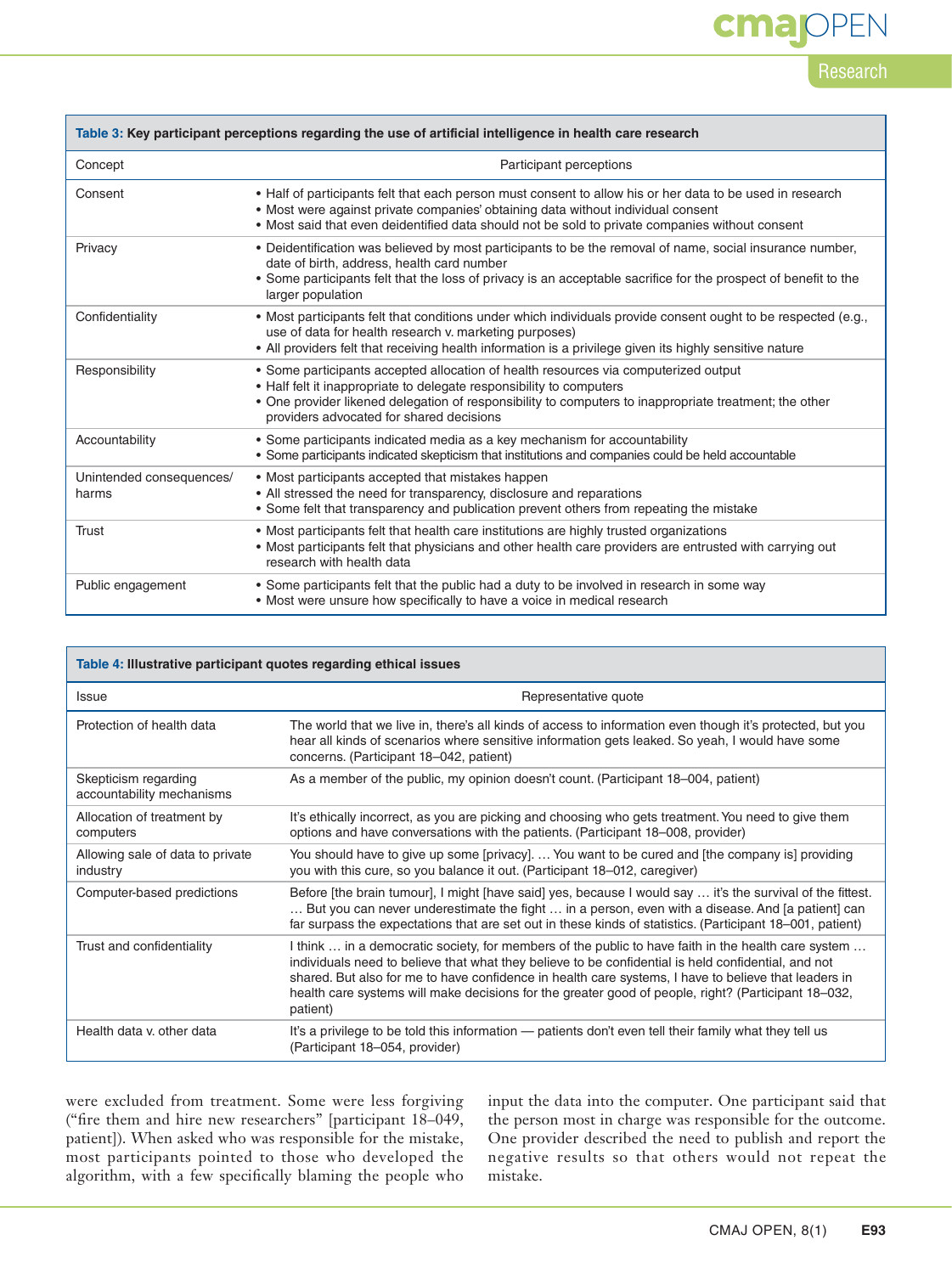**Table 3: Key participant perceptions regarding the use of artificial intelligence in health care research**

| Concept | Participant perceptions |
| --- | --- |
| Consent | • Half of participants felt that each person must consent to allow his or her data to be used in research<br>• Most were against private companies' obtaining data without individual consent<br>• Most said that even deidentified data should not be sold to private companies without consent |
| Privacy | • Deidentification was believed by most participants to be the removal of name, social insurance number, date of birth, address, health card number<br>• Some participants felt that the loss of privacy is an acceptable sacrifice for the prospect of benefit to the larger population |
| Confidentiality | • Most participants felt that conditions under which individuals provide consent ought to be respected (e.g., use of data for health research v. marketing purposes)<br>• All providers felt that receiving health information is a privilege given its highly sensitive nature |
| Responsibility | • Some participants accepted allocation of health resources via computerized output<br>• Half felt it inappropriate to delegate responsibility to computers<br>• One provider likened delegation of responsibility to computers to inappropriate treatment; the other providers advocated for shared decisions |
| Accountability | • Some participants indicated media as a key mechanism for accountability<br>• Some participants indicated skepticism that institutions and companies could be held accountable |
| Unintended consequences/harms | • Most participants accepted that mistakes happen<br>• All stressed the need for transparency, disclosure and reparations<br>• Some felt that transparency and publication prevent others from repeating the mistake |
| Trust | • Most participants felt that health care institutions are highly trusted organizations<br>• Most participants felt that physicians and other health care providers are entrusted with carrying out research with health data |
| Public engagement | • Some participants felt that the public had a duty to be involved in research in some way<br>• Most were unsure how specifically to have a voice in medical research |

**Table 4: Illustrative participant quotes regarding ethical issues**

| Issue | Representative quote |
| --- | --- |
| Protection of health data | The world that we live in, there's all kinds of access to information even though it's protected, but you hear all kinds of scenarios where sensitive information gets leaked. So yeah, I would have some concerns. (Participant 18–042, patient) |
| Skepticism regarding accountability mechanisms | As a member of the public, my opinion doesn't count. (Participant 18–004, patient) |
| Allocation of treatment by computers | It's ethically incorrect, as you are picking and choosing who gets treatment. You need to give them options and have conversations with the patients. (Participant 18–008, provider) |
| Allowing sale of data to private industry | You should have to give up some [privacy]. … You want to be cured and [the company is] providing you with this cure, so you balance it out. (Participant 18–012, caregiver) |
| Computer-based predictions | Before [the brain tumour], I might [have said] yes, because I would say … it's the survival of the fittest. … But you can never underestimate the fight … in a person, even with a disease. And [a patient] can far surpass the expectations that are set out in these kinds of statistics. (Participant 18–001, patient) |
| Trust and confidentiality | I think … in a democratic society, for members of the public to have faith in the health care system … individuals need to believe that what they believe to be confidential is held confidential, and not shared. But also for me to have confidence in health care systems, I have to believe that leaders in health care systems will make decisions for the greater good of people, right? (Participant 18–032, patient) |
| Health data v. other data | It's a privilege to be told this information — patients don't even tell their family what they tell us (Participant 18–054, provider) |

were excluded from treatment. Some were less forgiving ("fire them and hire new researchers" [participant 18–049, patient]). When asked who was responsible for the mistake, most participants pointed to those who developed the algorithm, with a few specifically blaming the people who input the data into the computer. One participant said that the person most in charge was responsible for the outcome. One provider described the need to publish and report the negative results so that others would not repeat the mistake.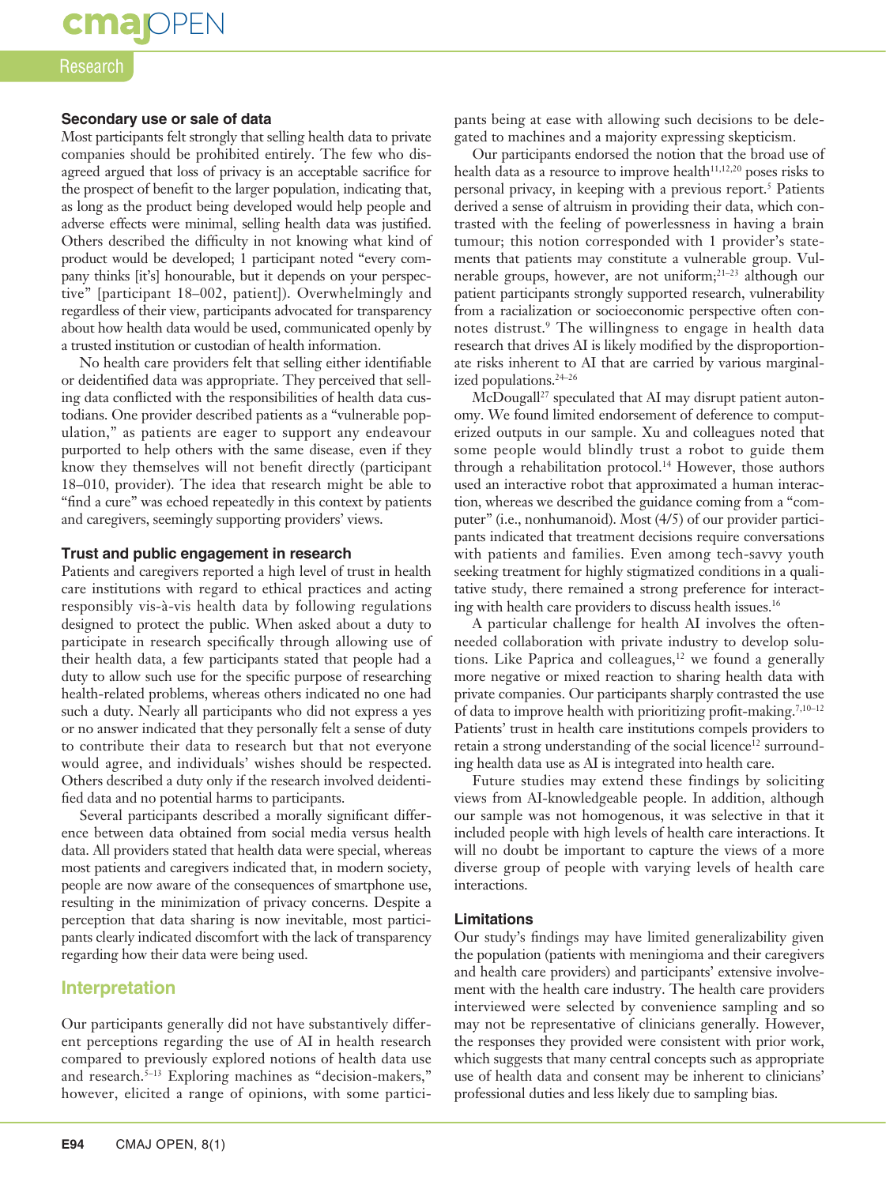### Secondary use or sale of data

Most participants felt strongly that selling health data to private companies should be prohibited entirely. The few who disagreed argued that loss of privacy is an acceptable sacrifice for the prospect of benefit to the larger population, indicating that, as long as the product being developed would help people and adverse effects were minimal, selling health data was justified. Others described the difficulty in not knowing what kind of product would be developed; 1 participant noted "every company thinks [it's] honourable, but it depends on your perspective" [participant 18–002, patient]). Overwhelmingly and regardless of their view, participants advocated for transparency about how health data would be used, communicated openly by a trusted institution or custodian of health information.

No health care providers felt that selling either identifiable or deidentified data was appropriate. They perceived that selling data conflicted with the responsibilities of health data custodians. One provider described patients as a "vulnerable population," as patients are eager to support any endeavour purported to help others with the same disease, even if they know they themselves will not benefit directly (participant 18–010, provider). The idea that research might be able to "find a cure" was echoed repeatedly in this context by patients and caregivers, seemingly supporting providers' views.

### Trust and public engagement in research

Patients and caregivers reported a high level of trust in health care institutions with regard to ethical practices and acting responsibly vis-à-vis health data by following regulations designed to protect the public. When asked about a duty to participate in research specifically through allowing use of their health data, a few participants stated that people had a duty to allow such use for the specific purpose of researching health-related problems, whereas others indicated no one had such a duty. Nearly all participants who did not express a yes or no answer indicated that they personally felt a sense of duty to contribute their data to research but that not everyone would agree, and individuals' wishes should be respected. Others described a duty only if the research involved deidentified data and no potential harms to participants.

Several participants described a morally significant difference between data obtained from social media versus health data. All providers stated that health data were special, whereas most patients and caregivers indicated that, in modern society, people are now aware of the consequences of smartphone use, resulting in the minimization of privacy concerns. Despite a perception that data sharing is now inevitable, most participants clearly indicated discomfort with the lack of transparency regarding how their data were being used.

## Interpretation

Our participants generally did not have substantively different perceptions regarding the use of AI in health research compared to previously explored notions of health data use and research.[5–13] Exploring machines as "decision-makers," however, elicited a range of opinions, with some participants being at ease with allowing such decisions to be delegated to machines and a majority expressing skepticism.

Our participants endorsed the notion that the broad use of health data as a resource to improve health[11,12,20] poses risks to personal privacy, in keeping with a previous report.[5] Patients derived a sense of altruism in providing their data, which contrasted with the feeling of powerlessness in having a brain tumour; this notion corresponded with 1 provider's statements that patients may constitute a vulnerable group. Vulnerable groups, however, are not uniform;[21–23] although our patient participants strongly supported research, vulnerability from a racialization or socioeconomic perspective often connotes distrust.[9] The willingness to engage in health data research that drives AI is likely modified by the disproportionate risks inherent to AI that are carried by various marginalized populations.[24–26]

McDougall[27] speculated that AI may disrupt patient autonomy. We found limited endorsement of deference to computerized outputs in our sample. Xu and colleagues noted that some people would blindly trust a robot to guide them through a rehabilitation protocol.[14] However, those authors used an interactive robot that approximated a human interaction, whereas we described the guidance coming from a "computer" (i.e., nonhumanoid). Most (4/5) of our provider participants indicated that treatment decisions require conversations with patients and families. Even among tech-savvy youth seeking treatment for highly stigmatized conditions in a qualitative study, there remained a strong preference for interacting with health care providers to discuss health issues.[16]

A particular challenge for health AI involves the often-needed collaboration with private industry to develop solutions. Like Paprica and colleagues,[12] we found a generally more negative or mixed reaction to sharing health data with private companies. Our participants sharply contrasted the use of data to improve health with prioritizing profit-making.[7,10–12] Patients' trust in health care institutions compels providers to retain a strong understanding of the social licence[12] surrounding health data use as AI is integrated into health care.

Future studies may extend these findings by soliciting views from AI-knowledgeable people. In addition, although our sample was not homogenous, it was selective in that it included people with high levels of health care interactions. It will no doubt be important to capture the views of a more diverse group of people with varying levels of health care interactions.

### Limitations

Our study's findings may have limited generalizability given the population (patients with meningioma and their caregivers and health care providers) and participants' extensive involvement with the health care industry. The health care providers interviewed were selected by convenience sampling and so may not be representative of clinicians generally. However, the responses they provided were consistent with prior work, which suggests that many central concepts such as appropriate use of health data and consent may be inherent to clinicians' professional duties and less likely due to sampling bias.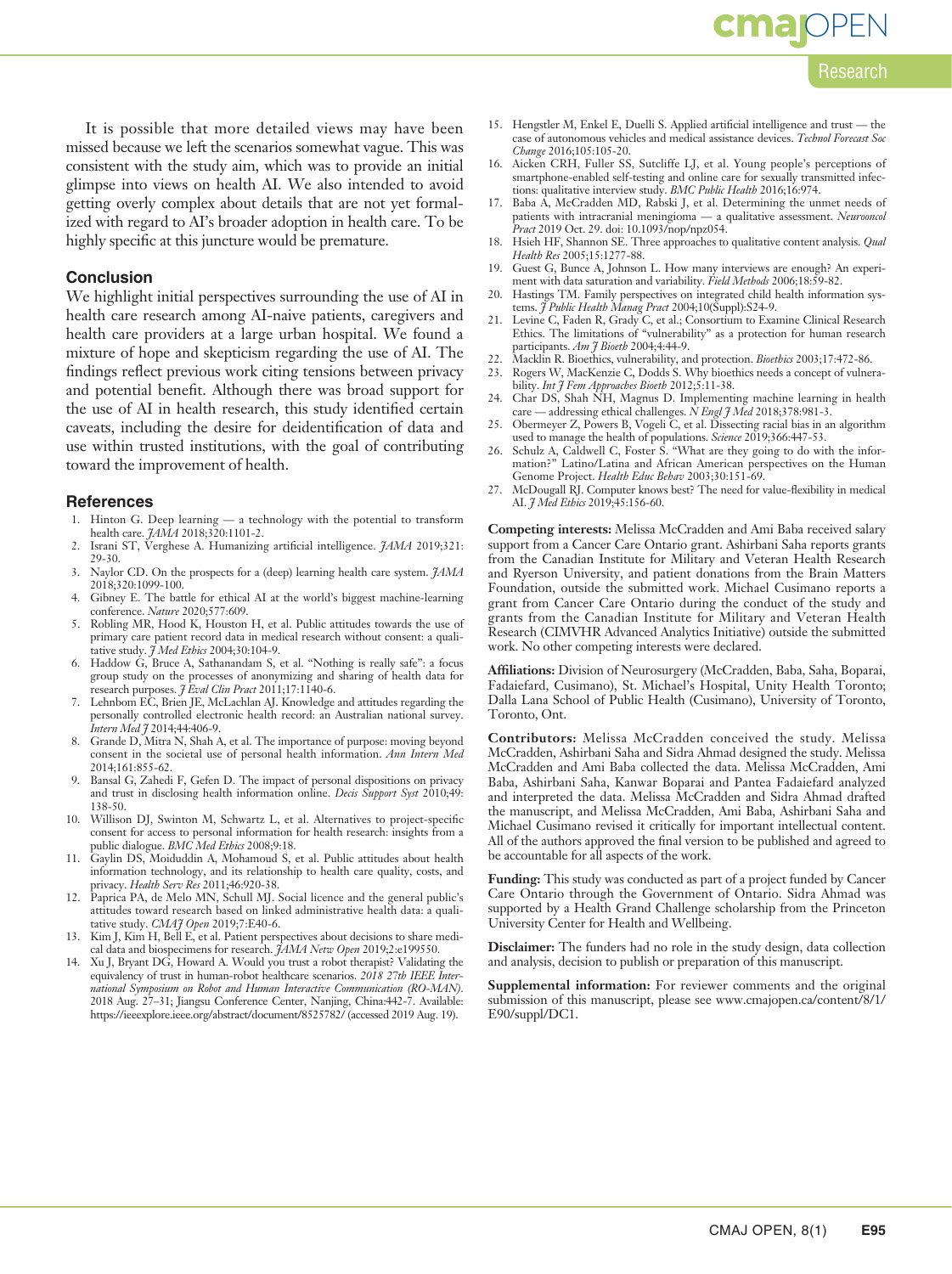It is possible that more detailed views may have been missed because we left the scenarios somewhat vague. This was consistent with the study aim, which was to provide an initial glimpse into views on health AI. We also intended to avoid getting overly complex about details that are not yet formalized with regard to AI's broader adoption in health care. To be highly specific at this juncture would be premature.

## Conclusion

We highlight initial perspectives surrounding the use of AI in health care research among AI-naive patients, caregivers and health care providers at a large urban hospital. We found a mixture of hope and skepticism regarding the use of AI. The findings reflect previous work citing tensions between privacy and potential benefit. Although there was broad support for the use of AI in health research, this study identified certain caveats, including the desire for deidentification of data and use within trusted institutions, with the goal of contributing toward the improvement of health.

## References

1. Hinton G. Deep learning — a technology with the potential to transform health care. *JAMA* 2018;320:1101-2.
2. Israni ST, Verghese A. Humanizing artificial intelligence. *JAMA* 2019;321:29-30.
3. Naylor CD. On the prospects for a (deep) learning health care system. *JAMA* 2018;320:1099-100.
4. Gibney E. The battle for ethical AI at the world's biggest machine-learning conference. *Nature* 2020;577:609.
5. Robling MR, Hood K, Houston H, et al. Public attitudes towards the use of primary care patient record data in medical research without consent: a qualitative study. *J Med Ethics* 2004;30:104-9.
6. Haddow G, Bruce A, Sathanandam S, et al. "Nothing is really safe": a focus group study on the processes of anonymizing and sharing of health data for research purposes. *J Eval Clin Pract* 2011;17:1140-6.
7. Lehnbom EC, Brien JE, McLachlan AJ. Knowledge and attitudes regarding the personally controlled electronic health record: an Australian national survey. *Intern Med J* 2014;44:406-9.
8. Grande D, Mitra N, Shah A, et al. The importance of purpose: moving beyond consent in the societal use of personal health information. *Ann Intern Med* 2014;161:855-62.
9. Bansal G, Zahedi F, Gefen D. The impact of personal dispositions on privacy and trust in disclosing health information online. *Decis Support Syst* 2010;49:138-50.
10. Willison DJ, Swinton M, Schwartz L, et al. Alternatives to project-specific consent for access to personal information for health research: insights from a public dialogue. *BMC Med Ethics* 2008;9:18.
11. Gaylin DS, Moiduddin A, Mohamoud S, et al. Public attitudes about health information technology, and its relationship to health care quality, costs, and privacy. *Health Serv Res* 2011;46:920-38.
12. Paprica PA, de Melo MN, Schull MJ. Social licence and the general public's attitudes toward research based on linked administrative health data: a qualitative study. *CMAJ Open* 2019;7:E40-6.
13. Kim J, Kim H, Bell E, et al. Patient perspectives about decisions to share medical data and biospecimens for research. *JAMA Netw Open* 2019;2:e199550.
14. Xu J, Bryant DG, Howard A. Would you trust a robot therapist? Validating the equivalency of trust in human-robot healthcare scenarios. *2018 27th IEEE International Symposium on Robot and Human Interactive Communication (RO-MAN)*. 2018 Aug. 27–31; Jiangsu Conference Center, Nanjing, China:442-7. Available: https://ieeexplore.ieee.org/abstract/document/8525782/ (accessed 2019 Aug. 19).
15. Hengstler M, Enkel E, Duelli S. Applied artificial intelligence and trust — the case of autonomous vehicles and medical assistance devices. *Technol Forecast Soc Change* 2016;105:105-20.
16. Aicken CRH, Fuller SS, Sutcliffe LJ, et al. Young people's perceptions of smartphone-enabled self-testing and online care for sexually transmitted infections: qualitative interview study. *BMC Public Health* 2016;16:974.
17. Baba A, McCradden MD, Rabski J, et al. Determining the unmet needs of patients with intracranial meningioma — a qualitative assessment. *Neurooncol Pract* 2019 Oct. 29. doi: 10.1093/nop/npz054.
18. Hsieh HF, Shannon SE. Three approaches to qualitative content analysis. *Qual Health Res* 2005;15:1277-88.
19. Guest G, Bunce A, Johnson L. How many interviews are enough? An experiment with data saturation and variability. *Field Methods* 2006;18:59-82.
20. Hastings TM. Family perspectives on integrated child health information systems. *J Public Health Manag Pract* 2004;10(Suppl):S24-9.
21. Levine C, Faden R, Grady C, et al.; Consortium to Examine Clinical Research Ethics. The limitations of "vulnerability" as a protection for human research participants. *Am J Bioeth* 2004;4:44-9.
22. Macklin R. Bioethics, vulnerability, and protection. *Bioethics* 2003;17:472-86.
23. Rogers W, MacKenzie C, Dodds S. Why bioethics needs a concept of vulnerability. *Int J Fem Approaches Bioeth* 2012;5:11-38.
24. Char DS, Shah NH, Magnus D. Implementing machine learning in health care — addressing ethical challenges. *N Engl J Med* 2018;378:981-3.
25. Obermeyer Z, Powers B, Vogeli C, et al. Dissecting racial bias in an algorithm used to manage the health of populations. *Science* 2019;366:447-53.
26. Schulz A, Caldwell C, Foster S. "What are they going to do with the information?" Latino/Latina and African American perspectives on the Human Genome Project. *Health Educ Behav* 2003;30:151-69.
27. McDougall RJ. Computer knows best? The need for value-flexibility in medical AI. *J Med Ethics* 2019;45:156-60.

**Competing interests:** Melissa McCradden and Ami Baba received salary support from a Cancer Care Ontario grant. Ashirbani Saha reports grants from the Canadian Institute for Military and Veteran Health Research and Ryerson University, and patient donations from the Brain Matters Foundation, outside the submitted work. Michael Cusimano reports a grant from Cancer Care Ontario during the conduct of the study and grants from the Canadian Institute for Military and Veteran Health Research (CIMVHR Advanced Analytics Initiative) outside the submitted work. No other competing interests were declared.

**Affiliations:** Division of Neurosurgery (McCradden, Baba, Saha, Boparai, Fadaiefard, Cusimano), St. Michael's Hospital, Unity Health Toronto; Dalla Lana School of Public Health (Cusimano), University of Toronto, Toronto, Ont.

**Contributors:** Melissa McCradden conceived the study. Melissa McCradden, Ashirbani Saha and Sidra Ahmad designed the study. Melissa McCradden and Ami Baba collected the data. Melissa McCradden, Ami Baba, Ashirbani Saha, Kanwar Boparai and Pantea Fadaiefard analyzed and interpreted the data. Melissa McCradden and Sidra Ahmad drafted the manuscript, and Melissa McCradden, Ami Baba, Ashirbani Saha and Michael Cusimano revised it critically for important intellectual content. All of the authors approved the final version to be published and agreed to be accountable for all aspects of the work.

**Funding:** This study was conducted as part of a project funded by Cancer Care Ontario through the Government of Ontario. Sidra Ahmad was supported by a Health Grand Challenge scholarship from the Princeton University Center for Health and Wellbeing.

**Disclaimer:** The funders had no role in the study design, data collection and analysis, decision to publish or preparation of this manuscript.

**Supplemental information:** For reviewer comments and the original submission of this manuscript, please see www.cmajopen.ca/content/8/1/E90/suppl/DC1.